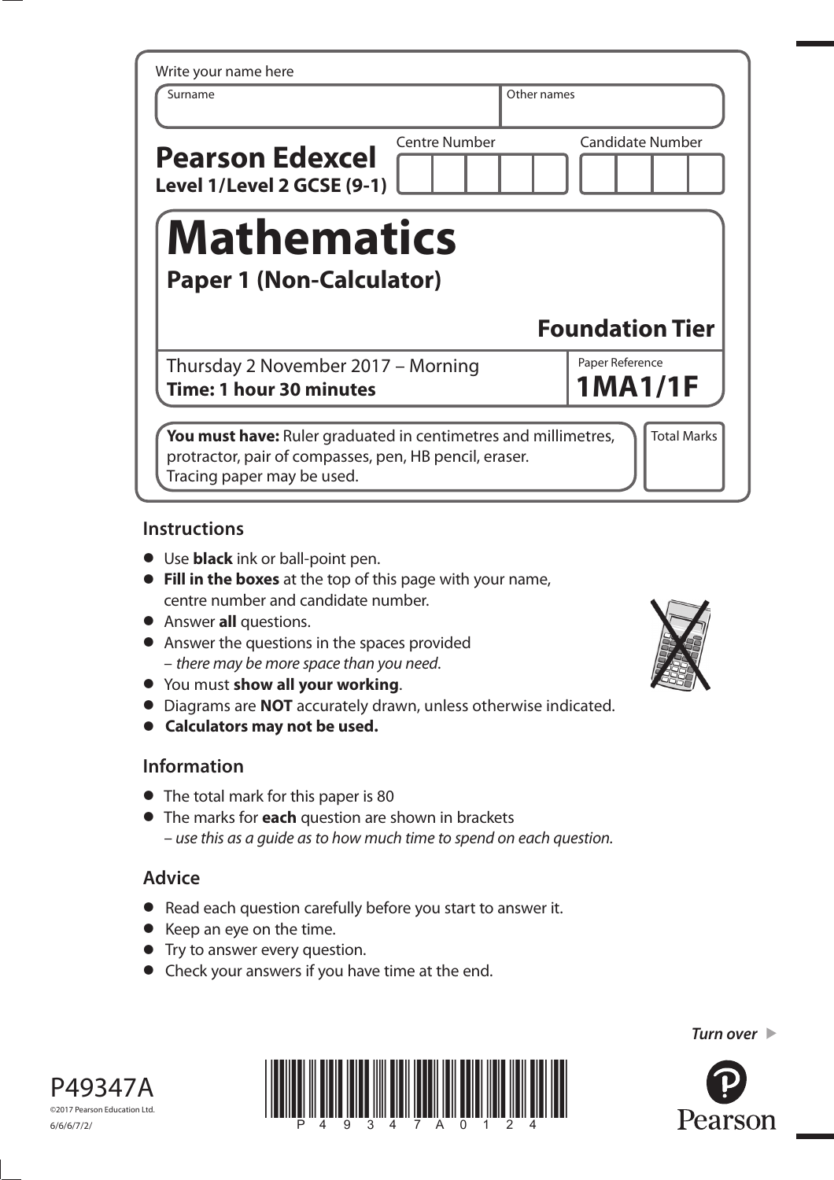Write your name here

| Surname | Other names |
|---|---|
| | |

**Pearson Edexcel**
**Level 1/Level 2 GCSE (9-1)**

| Centre Number | Candidate Number |
|---|---|
| | |

# Mathematics

## Paper 1 (Non-Calculator)

### Foundation Tier

Thursday 2 November 2017 – Morning
**Time: 1 hour 30 minutes**

Paper Reference
**1MA1/1F**

**You must have:** Ruler graduated in centimetres and millimetres, protractor, pair of compasses, pen, HB pencil, eraser.
Tracing paper may be used.

Total Marks

## Instructions

- Use **black** ink or ball-point pen.
- **Fill in the boxes** at the top of this page with your name, centre number and candidate number.
- Answer **all** questions.
- Answer the questions in the spaces provided
  – *there may be more space than you need.*
- You must **show all your working**.
- Diagrams are **NOT** accurately drawn, unless otherwise indicated.
- **Calculators may not be used.**

## Information

- The total mark for this paper is 80
- The marks for **each** question are shown in brackets
  – *use this as a guide as to how much time to spend on each question.*

## Advice

- Read each question carefully before you start to answer it.
- Keep an eye on the time.
- Try to answer every question.
- Check your answers if you have time at the end.

*Turn over* ▶

P49347A
©2017 Pearson Education Ltd.
6/6/6/7/2/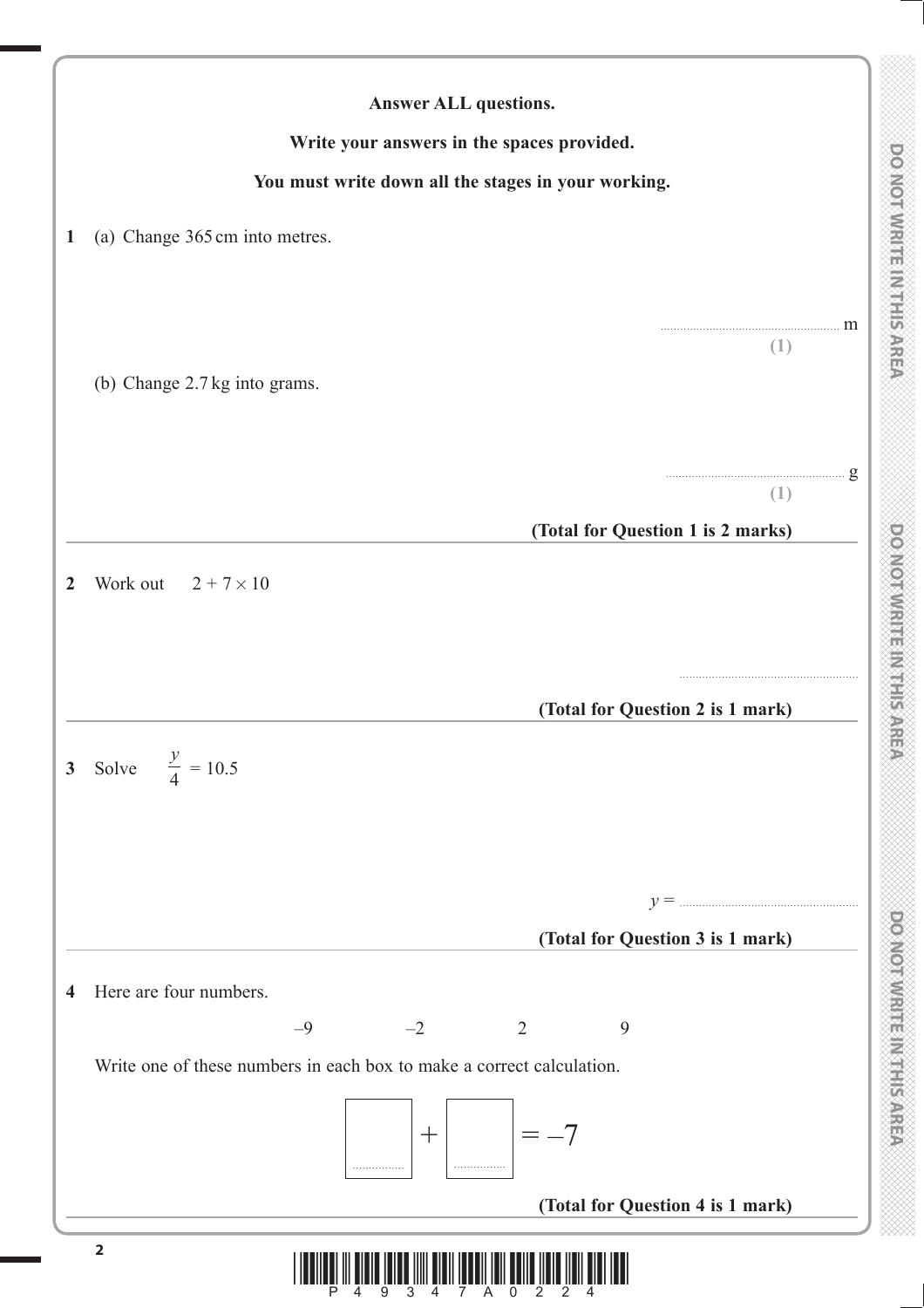**Answer ALL questions.**

**Write your answers in the spaces provided.**

**You must write down all the stages in your working.**

**1** (a) Change 365 cm into metres.

.......................................................... m

**(1)**

(b) Change 2.7 kg into grams.

.......................................................... g

**(1)**

**(Total for Question 1 is 2 marks)**

---

**2** Work out $2 + 7 \times 10$

..........................................................

**(Total for Question 2 is 1 mark)**

---

**3** Solve $\dfrac{y}{4} = 10.5$

$y =$ ..........................................................

**(Total for Question 3 is 1 mark)**

---

**4** Here are four numbers.

$-9 \qquad -2 \qquad 2 \qquad 9$

Write one of these numbers in each box to make a correct calculation.

$\boxed{\phantom{00}} + \boxed{\phantom{00}} = -7$

**(Total for Question 4 is 1 mark)**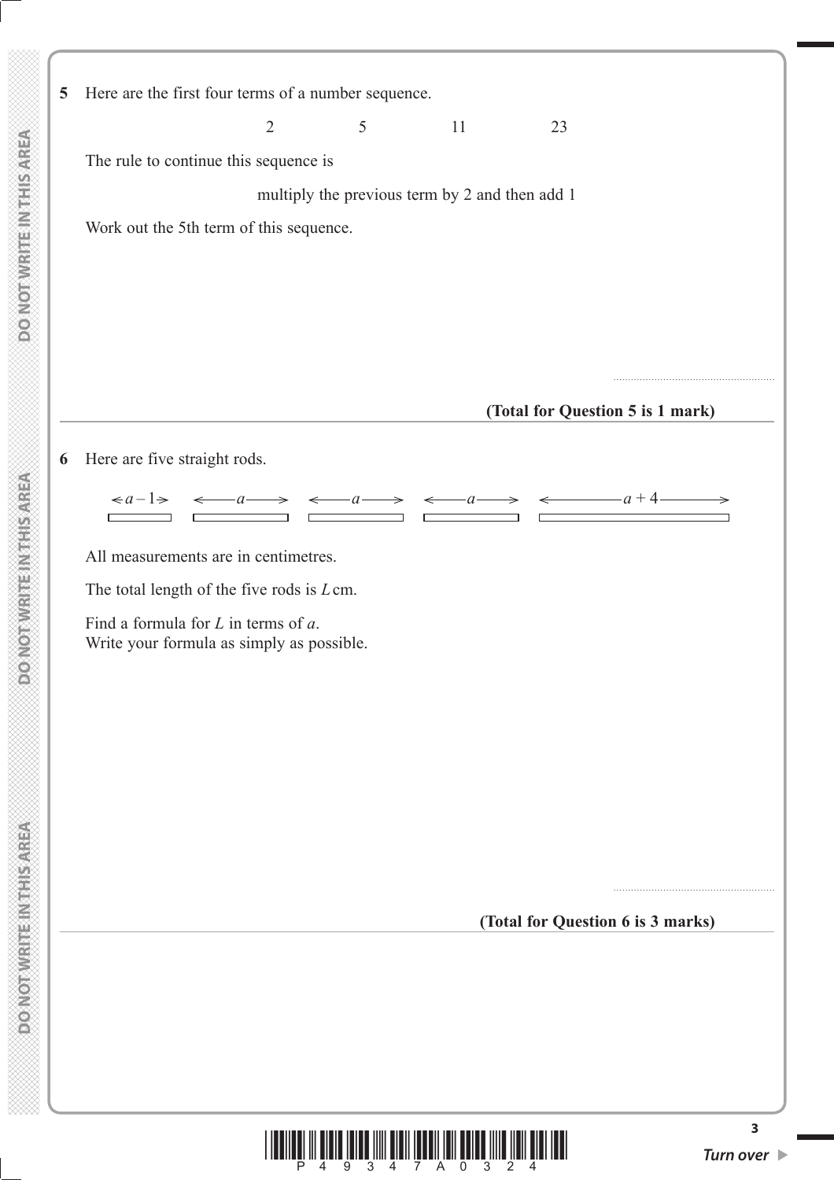**5** Here are the first four terms of a number sequence.

$$2 \qquad 5 \qquad 11 \qquad 23$$

The rule to continue this sequence is

multiply the previous term by 2 and then add 1

Work out the 5th term of this sequence.

..........................................................

**(Total for Question 5 is 1 mark)**

---

**6** Here are five straight rods.

$a - 1$ &nbsp;&nbsp;&nbsp; $a$ &nbsp;&nbsp;&nbsp; $a$ &nbsp;&nbsp;&nbsp; $a$ &nbsp;&nbsp;&nbsp; $a + 4$

All measurements are in centimetres.

The total length of the five rods is $L$ cm.

Find a formula for $L$ in terms of $a$.
Write your formula as simply as possible.

..........................................................

**(Total for Question 6 is 3 marks)**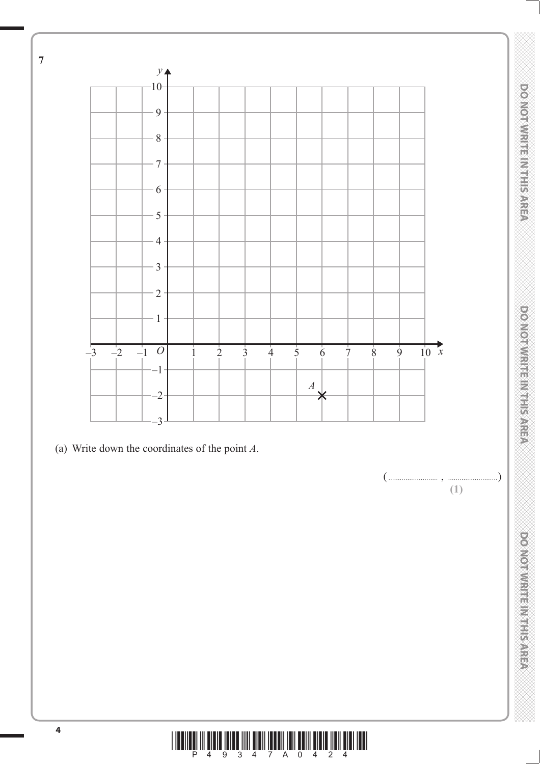**7**

(a) Write down the coordinates of the point $A$.

( .......................... , .......................... )

**(1)**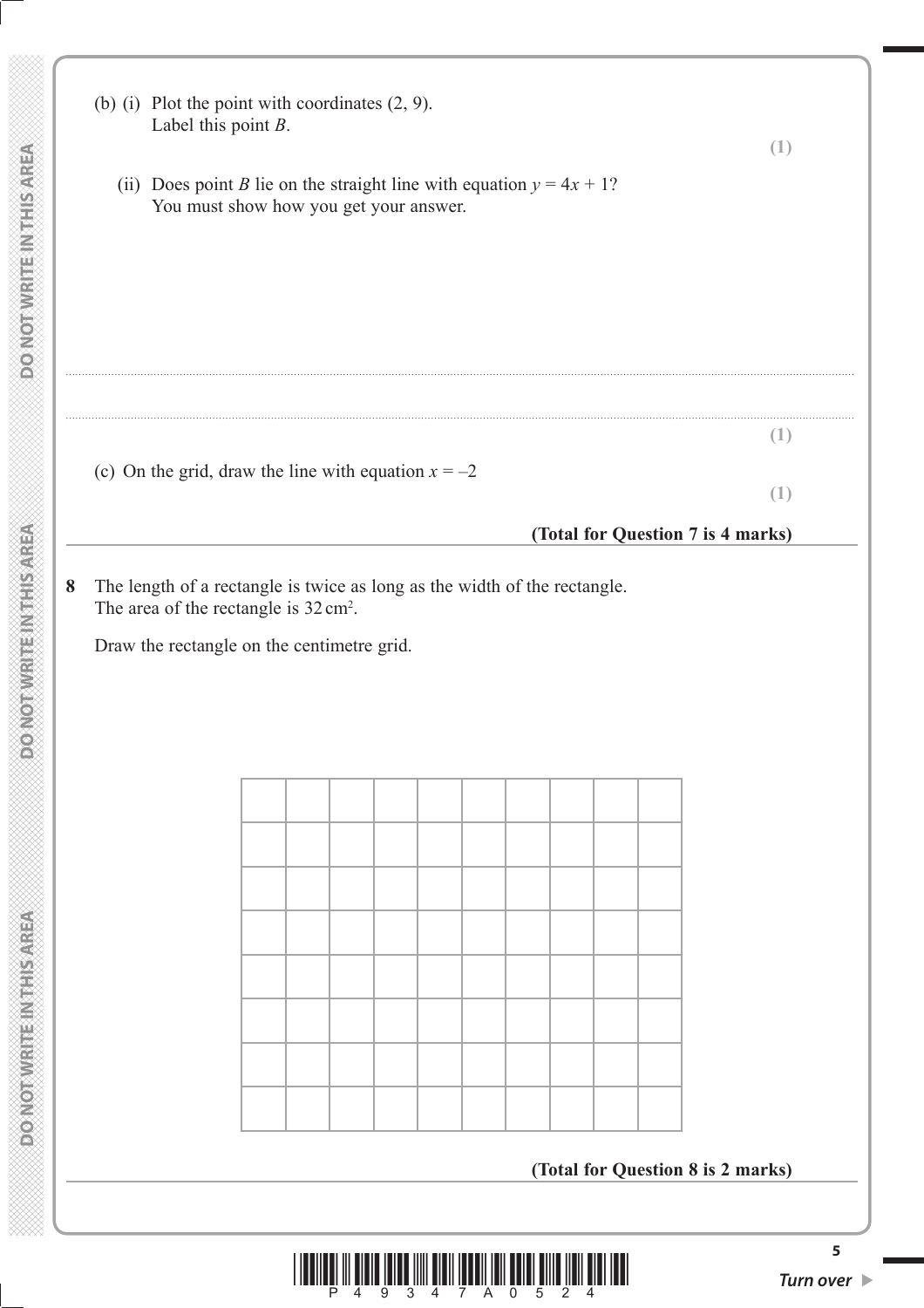(b) (i) Plot the point with coordinates (2, 9).
Label this point *B*.

**(1)**

(ii) Does point *B* lie on the straight line with equation $y = 4x + 1$?
You must show how you get your answer.

..........................................................................................................................................................................................................

..........................................................................................................................................................................................................

**(1)**

(c) On the grid, draw the line with equation $x = -2$

**(1)**

**(Total for Question 7 is 4 marks)**

---

**8** The length of a rectangle is twice as long as the width of the rectangle.
The area of the rectangle is 32 $cm^2$.

Draw the rectangle on the centimetre grid.

| | | | | | | | | | |
|---|---|---|---|---|---|---|---|---|---|
| | | | | | | | | | |
| | | | | | | | | | |
| | | | | | | | | | |
| | | | | | | | | | |
| | | | | | | | | | |
| | | | | | | | | | |
| | | | | | | | | | |

**(Total for Question 8 is 2 marks)**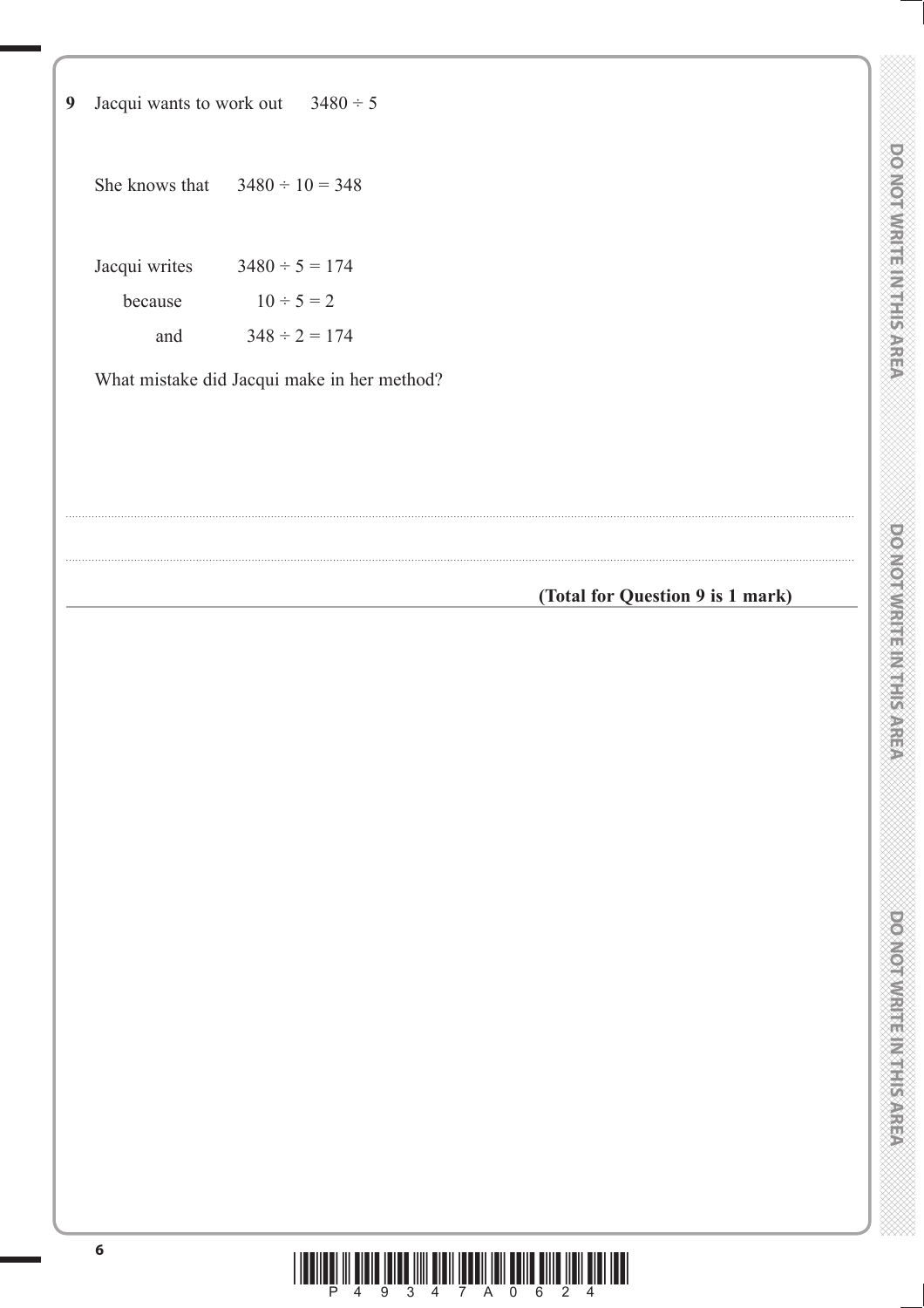**9** Jacqui wants to work out $3480 \div 5$

She knows that $3480 \div 10 = 348$

Jacqui writes $3480 \div 5 = 174$

because $10 \div 5 = 2$

and $348 \div 2 = 174$

What mistake did Jacqui make in her method?

.......................................................................................................................................................................................................

.......................................................................................................................................................................................................

**(Total for Question 9 is 1 mark)**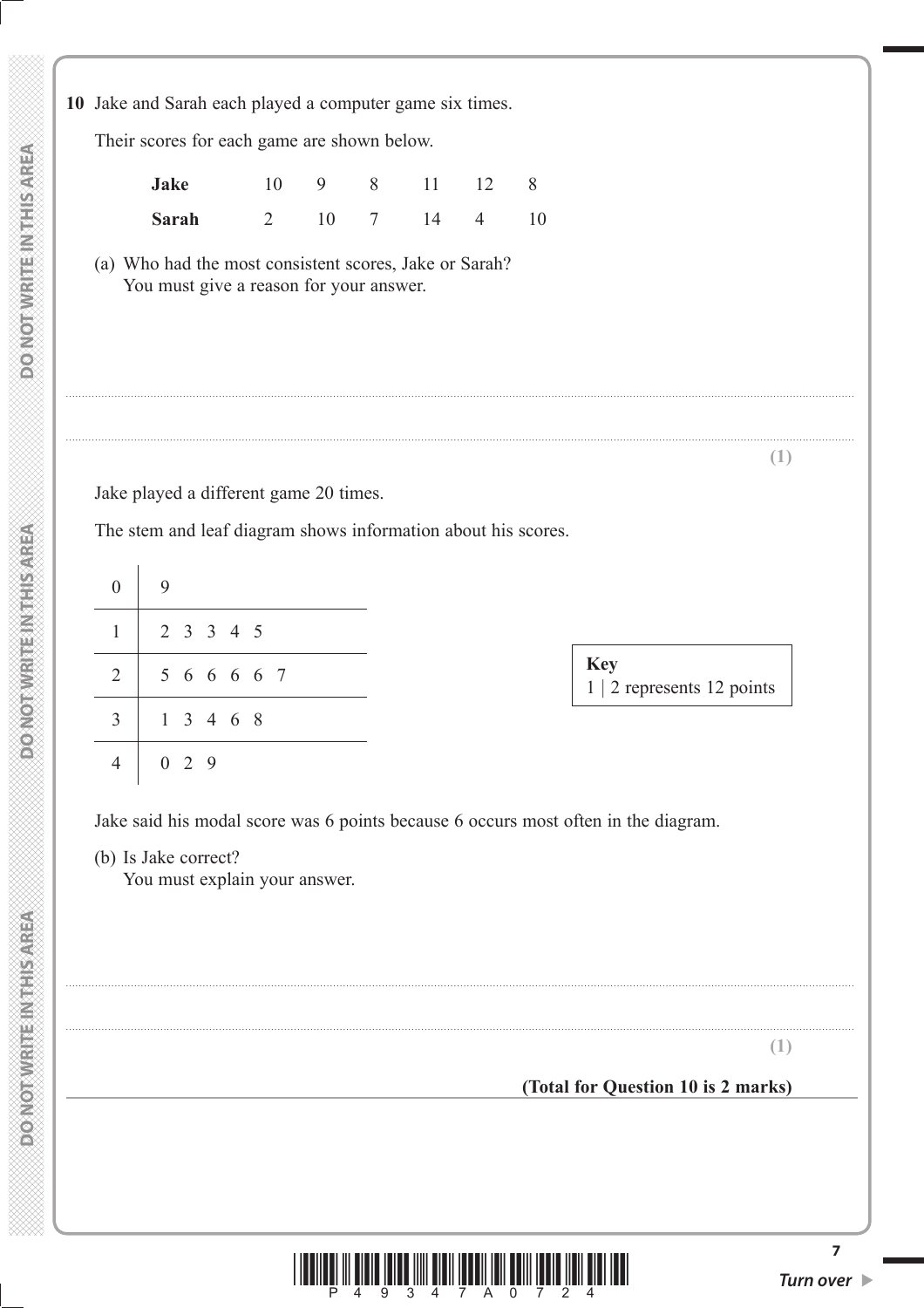**10** Jake and Sarah each played a computer game six times.

Their scores for each game are shown below.

| | | | | | | |
|---|---|---|---|---|---|---|
| **Jake** | 10 | 9 | 8 | 11 | 12 | 8 |
| **Sarah** | 2 | 10 | 7 | 14 | 4 | 10 |

(a) Who had the most consistent scores, Jake or Sarah?
You must give a reason for your answer.

.......................................................................................................................................................................................................

.......................................................................................................................................................................................................

**(1)**

Jake played a different game 20 times.

The stem and leaf diagram shows information about his scores.

| | |
|---|---|
| 0 | 9 |
| 1 | 2 3 3 4 5 |
| 2 | 5 6 6 6 6 7 |
| 3 | 1 3 4 6 8 |
| 4 | 0 2 9 |

**Key**
1 | 2 represents 12 points

Jake said his modal score was 6 points because 6 occurs most often in the diagram.

(b) Is Jake correct?
You must explain your answer.

.......................................................................................................................................................................................................

.......................................................................................................................................................................................................

**(1)**

**(Total for Question 10 is 2 marks)**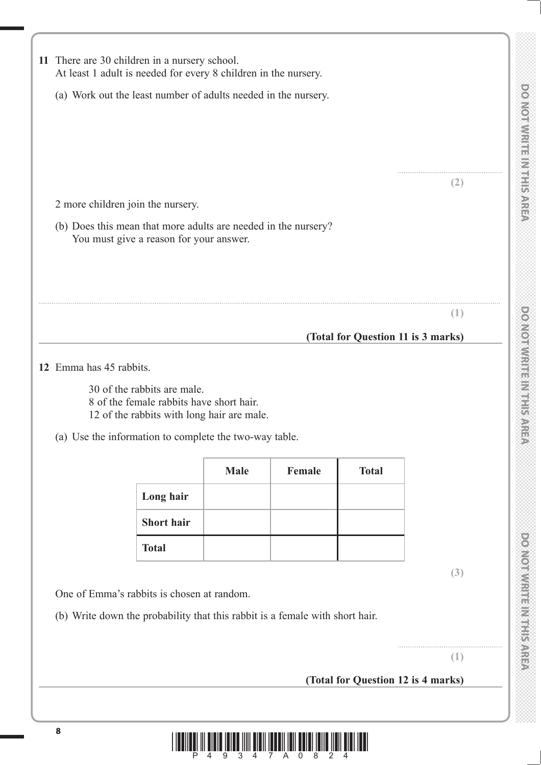**11** There are 30 children in a nursery school.
At least 1 adult is needed for every 8 children in the nursery.

(a) Work out the least number of adults needed in the nursery.

..........................................

**(2)**

2 more children join the nursery.

(b) Does this mean that more adults are needed in the nursery?
You must give a reason for your answer.

..........................................................................................................................................................................................................

**(1)**

**(Total for Question 11 is 3 marks)**

---

**12** Emma has 45 rabbits.

30 of the rabbits are male.
8 of the female rabbits have short hair.
12 of the rabbits with long hair are male.

(a) Use the information to complete the two-way table.

| | **Male** | **Female** | **Total** |
|---|---|---|---|
| **Long hair** | | | |
| **Short hair** | | | |
| **Total** | | | |

**(3)**

One of Emma's rabbits is chosen at random.

(b) Write down the probability that this rabbit is a female with short hair.

..........................................

**(1)**

**(Total for Question 12 is 4 marks)**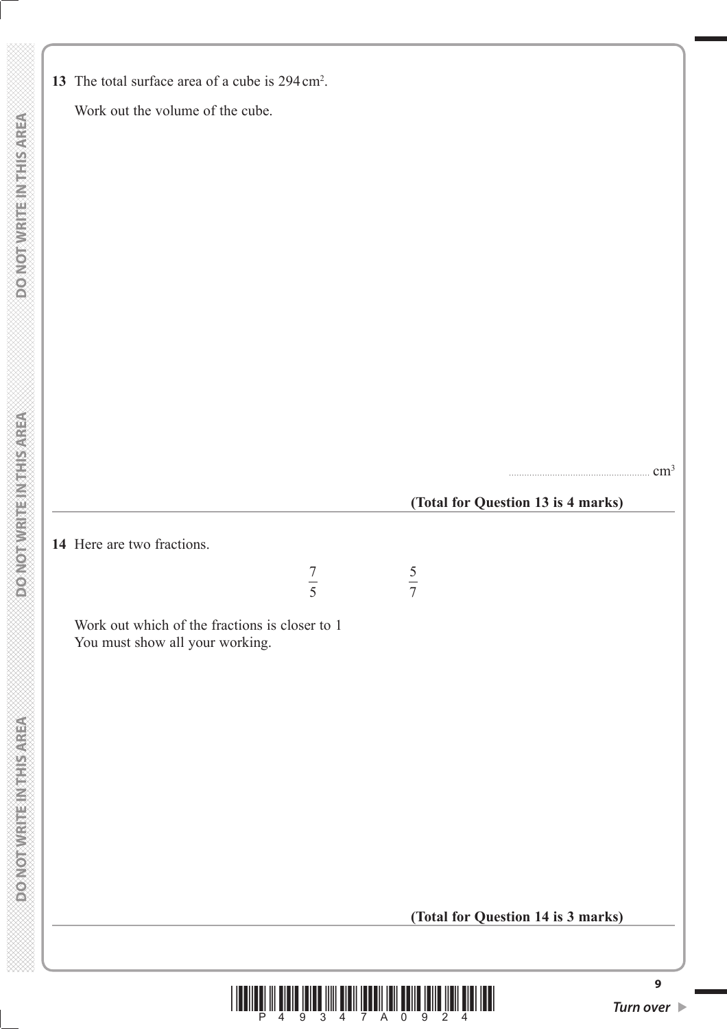**13** The total surface area of a cube is 294 $cm^2$.

Work out the volume of the cube.

.......................................................... $cm^3$

**(Total for Question 13 is 4 marks)**

---

**14** Here are two fractions.

$$\frac{7}{5} \qquad \frac{5}{7}$$

Work out which of the fractions is closer to 1
You must show all your working.

**(Total for Question 14 is 3 marks)**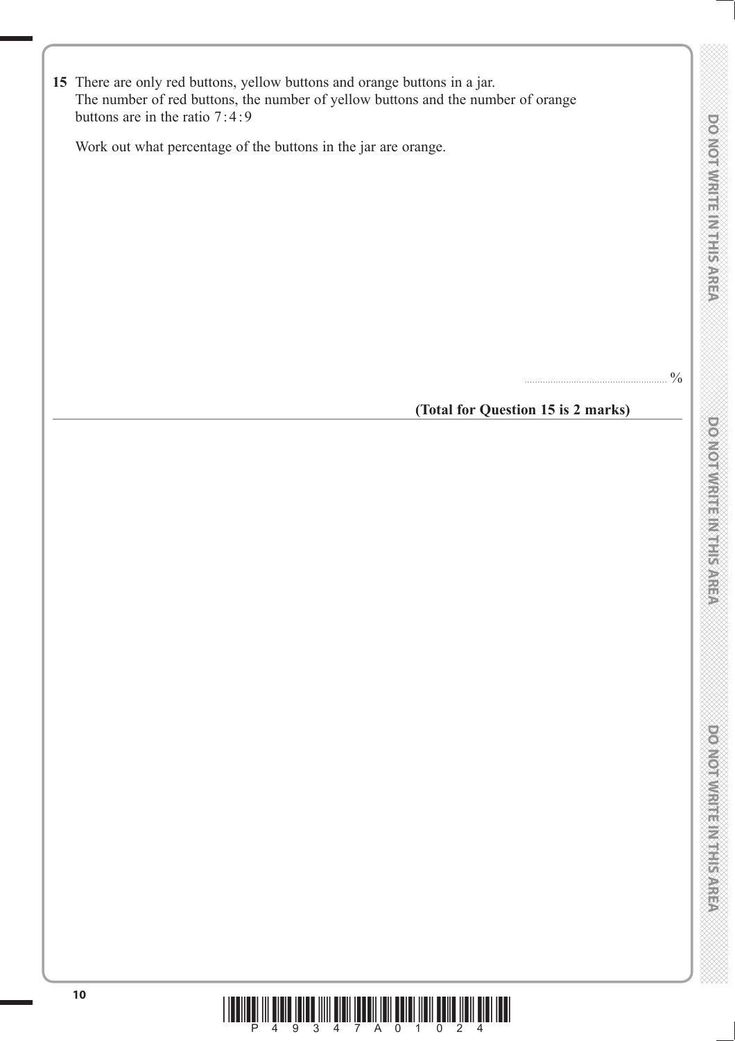**15** There are only red buttons, yellow buttons and orange buttons in a jar.
The number of red buttons, the number of yellow buttons and the number of orange buttons are in the ratio 7 : 4 : 9

Work out what percentage of the buttons in the jar are orange.

.......................................................%

**(Total for Question 15 is 2 marks)**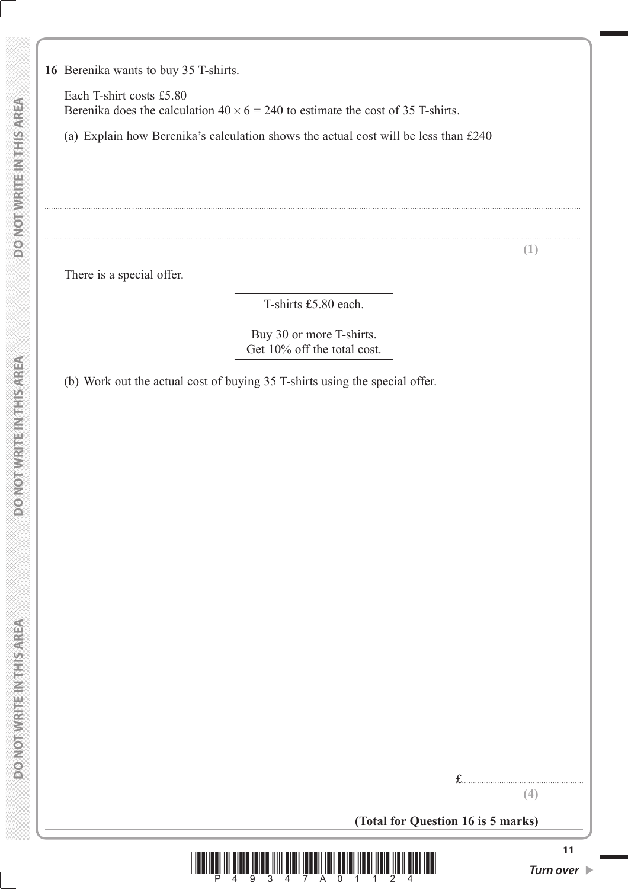**16** Berenika wants to buy 35 T-shirts.

Each T-shirt costs £5.80
Berenika does the calculation $40 \times 6 = 240$ to estimate the cost of 35 T-shirts.

(a) Explain how Berenika's calculation shows the actual cost will be less than £240

..............................................................................................................................................

..............................................................................................................................................

**(1)**

There is a special offer.

> T-shirts £5.80 each.
>
> Buy 30 or more T-shirts.
> Get 10% off the total cost.

(b) Work out the actual cost of buying 35 T-shirts using the special offer.

£..............................................

**(4)**

**(Total for Question 16 is 5 marks)**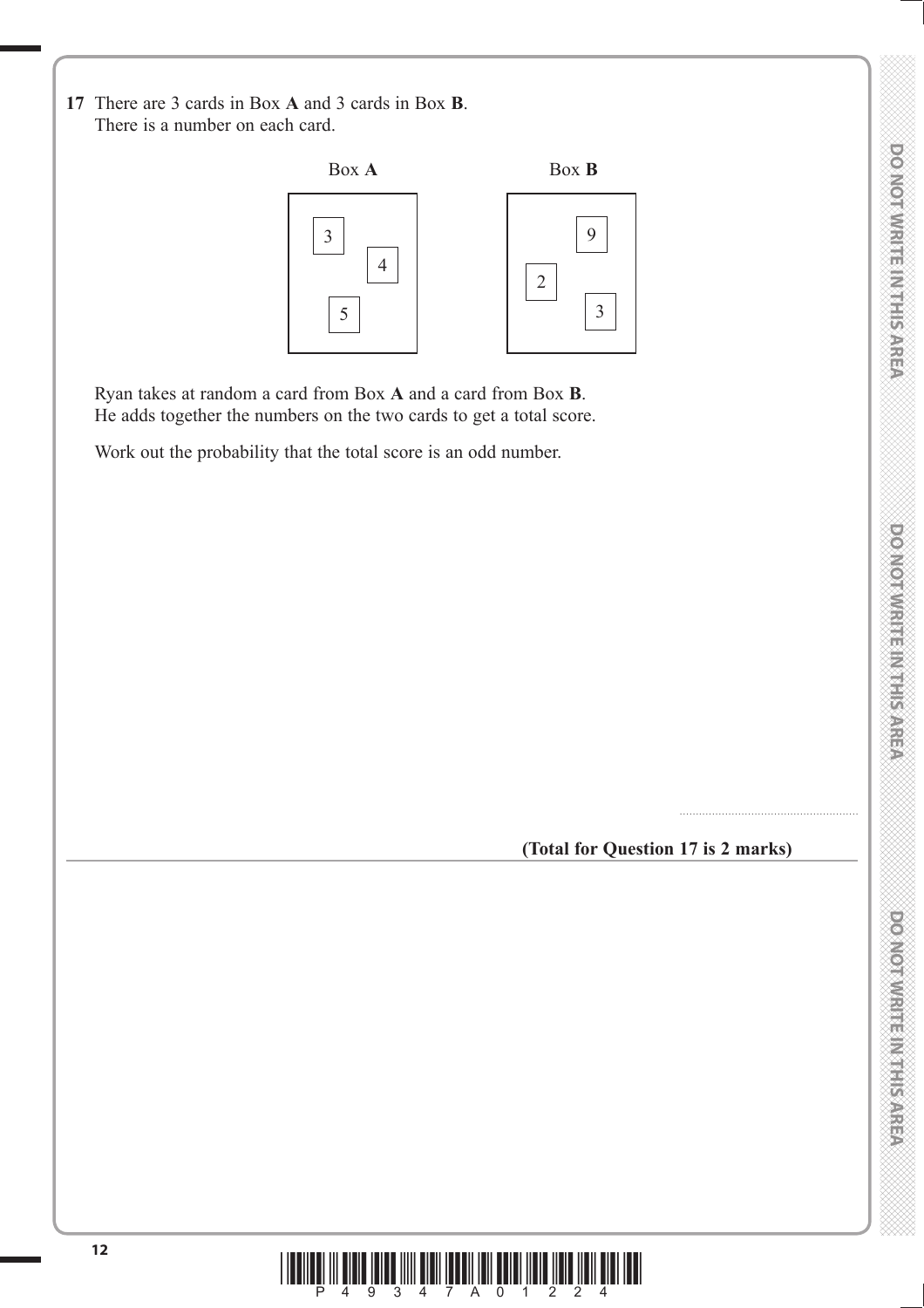**17** There are 3 cards in Box **A** and 3 cards in Box **B**.
There is a number on each card.

| Box **A** | Box **B** |
|---|---|
| 3, 4, 5 | 9, 2, 3 |

Ryan takes at random a card from Box **A** and a card from Box **B**.
He adds together the numbers on the two cards to get a total score.

Work out the probability that the total score is an odd number.

.......................................................

**(Total for Question 17 is 2 marks)**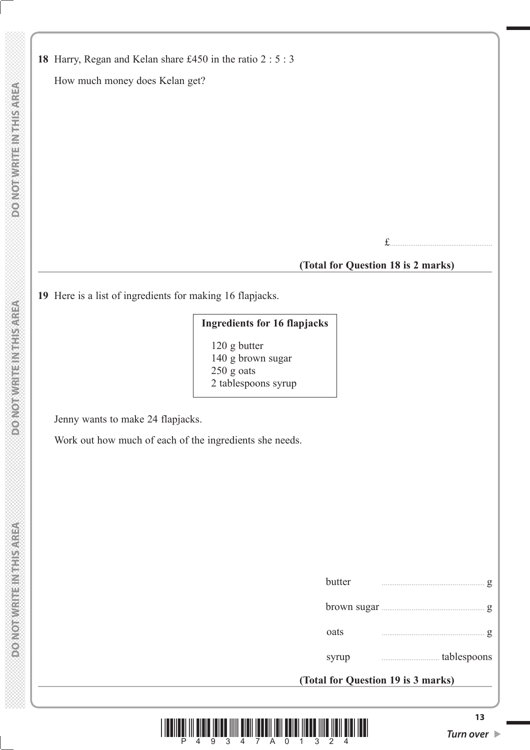**18** Harry, Regan and Kelan share £450 in the ratio 2 : 5 : 3

How much money does Kelan get?

£......................................................

**(Total for Question 18 is 2 marks)**

---

**19** Here is a list of ingredients for making 16 flapjacks.

| **Ingredients for 16 flapjacks** |
|---|
| 120 g butter |
| 140 g brown sugar |
| 250 g oats |
| 2 tablespoons syrup |

Jenny wants to make 24 flapjacks.

Work out how much of each of the ingredients she needs.

butter ...................................................... g

brown sugar ...................................................... g

oats ...................................................... g

syrup .............................. tablespoons

**(Total for Question 19 is 3 marks)**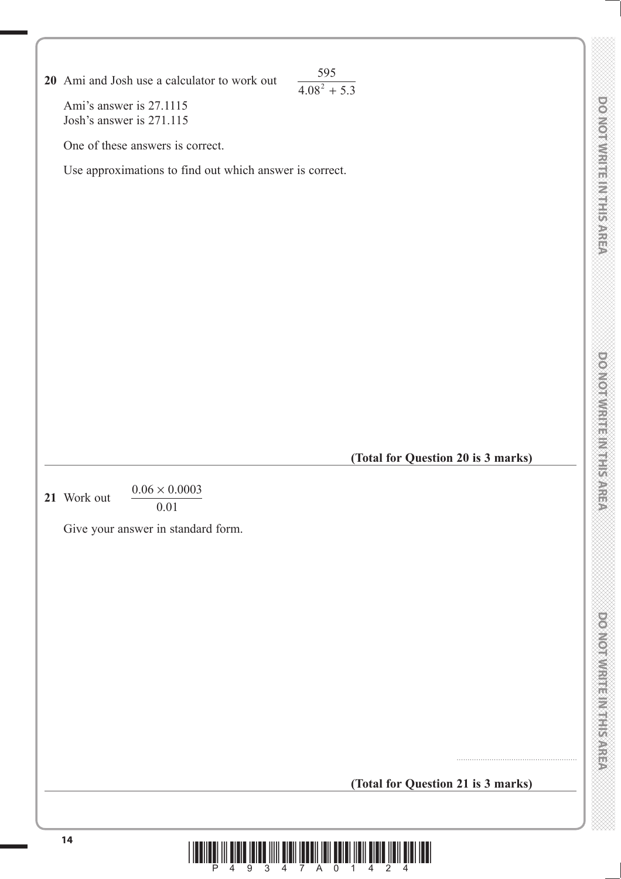**20** Ami and Josh use a calculator to work out $\dfrac{595}{4.08^2 + 5.3}$

Ami's answer is 27.1115
Josh's answer is 271.115

One of these answers is correct.

Use approximations to find out which answer is correct.

**(Total for Question 20 is 3 marks)**

---

**21** Work out $\dfrac{0.06 \times 0.0003}{0.01}$

Give your answer in standard form.

.......................................................

**(Total for Question 21 is 3 marks)**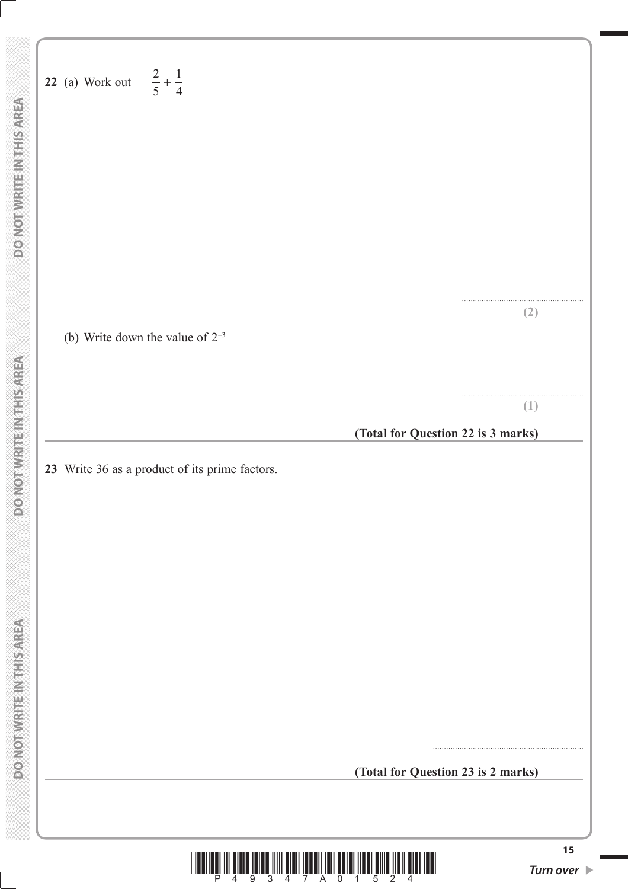**22** (a) Work out $\frac{2}{5} + \frac{1}{4}$

.......................................................

**(2)**

(b) Write down the value of $2^{-3}$

.......................................................

**(1)**

**(Total for Question 22 is 3 marks)**

---

**23** Write 36 as a product of its prime factors.

.......................................................

**(Total for Question 23 is 2 marks)**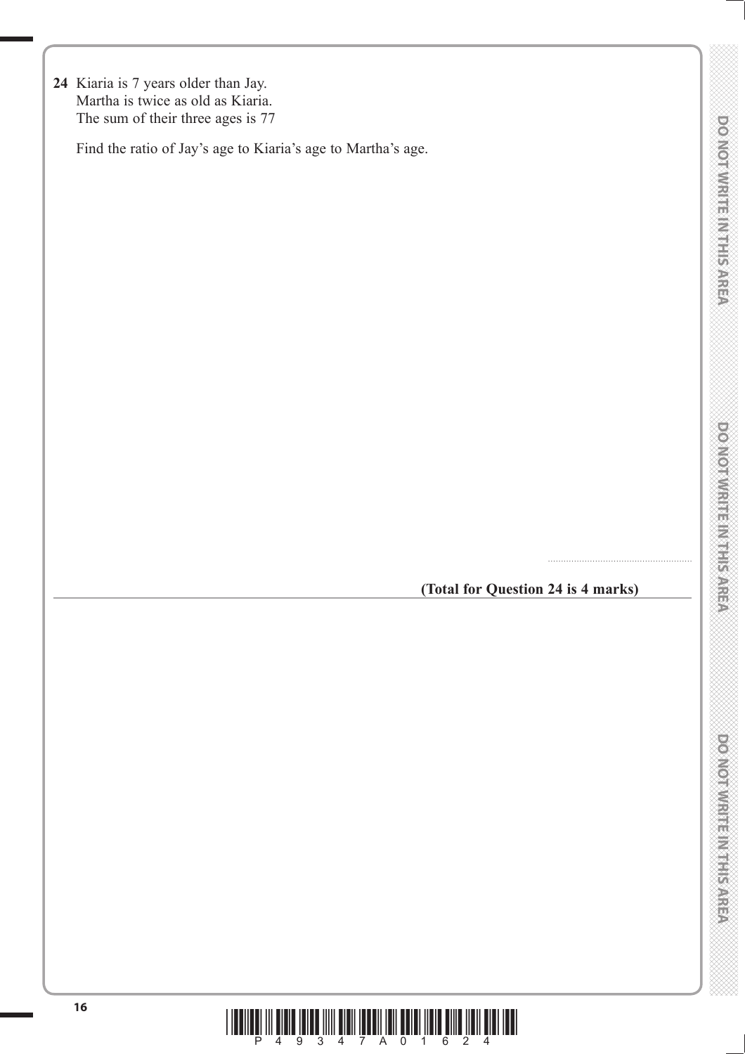**24** Kiaria is 7 years older than Jay.
Martha is twice as old as Kiaria.
The sum of their three ages is 77

Find the ratio of Jay's age to Kiaria's age to Martha's age.

.......................................................

**(Total for Question 24 is 4 marks)**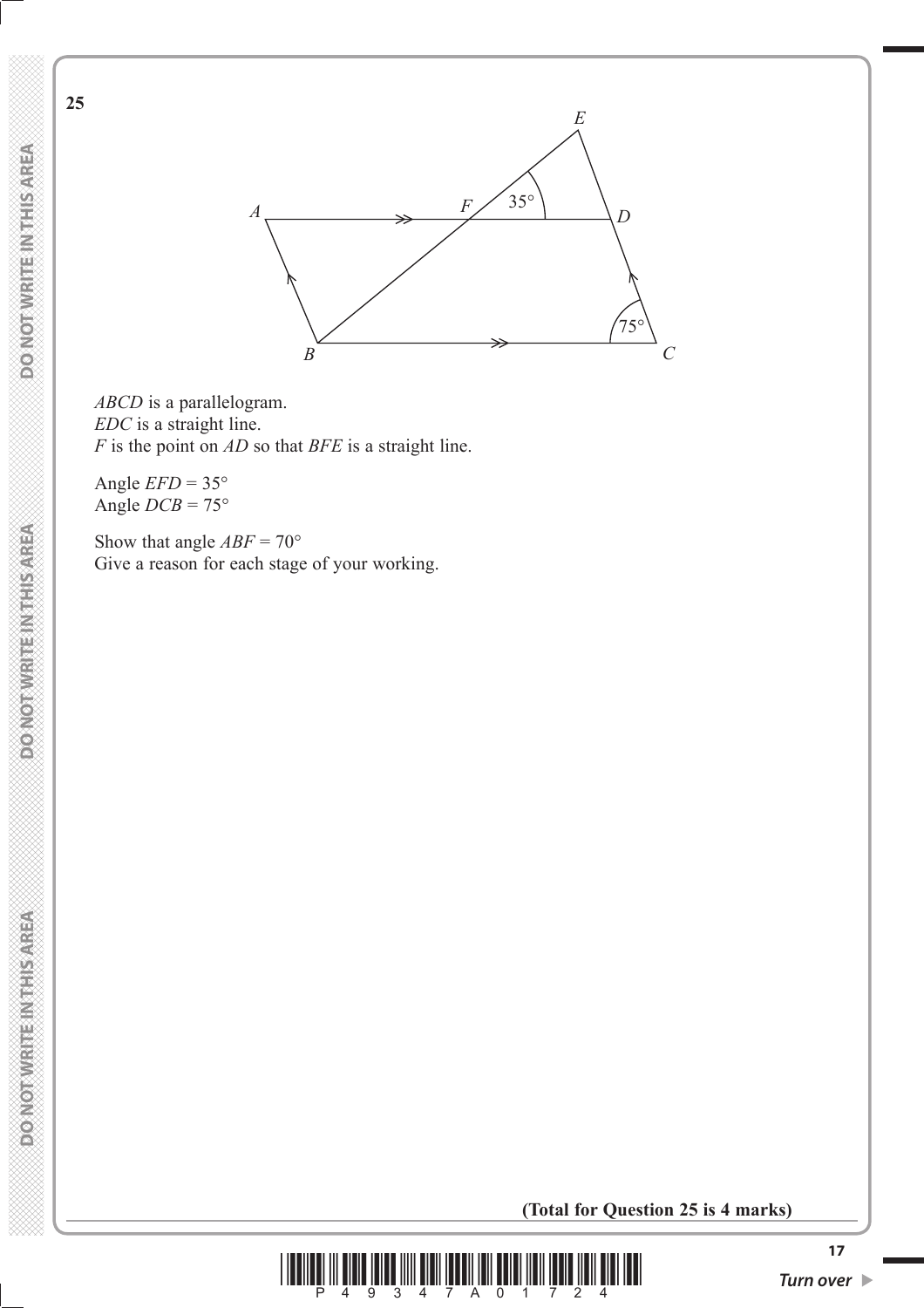**25**

*ABCD* is a parallelogram.
*EDC* is a straight line.
*F* is the point on *AD* so that *BFE* is a straight line.

Angle *EFD* = 35°
Angle *DCB* = 75°

Show that angle *ABF* = 70°
Give a reason for each stage of your working.

**(Total for Question 25 is 4 marks)**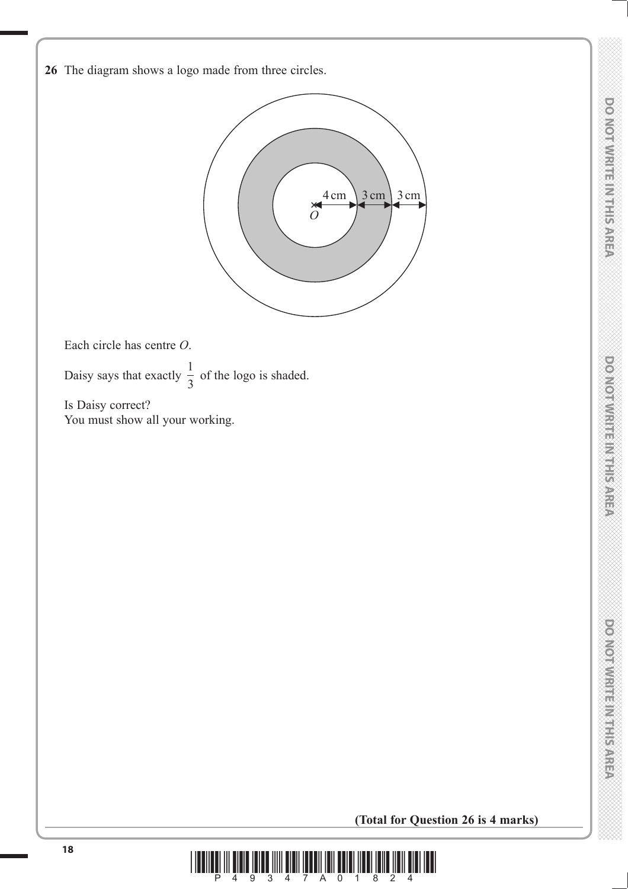**26** The diagram shows a logo made from three circles.

Each circle has centre $O$.

Daisy says that exactly $\frac{1}{3}$ of the logo is shaded.

Is Daisy correct?
You must show all your working.

**(Total for Question 26 is 4 marks)**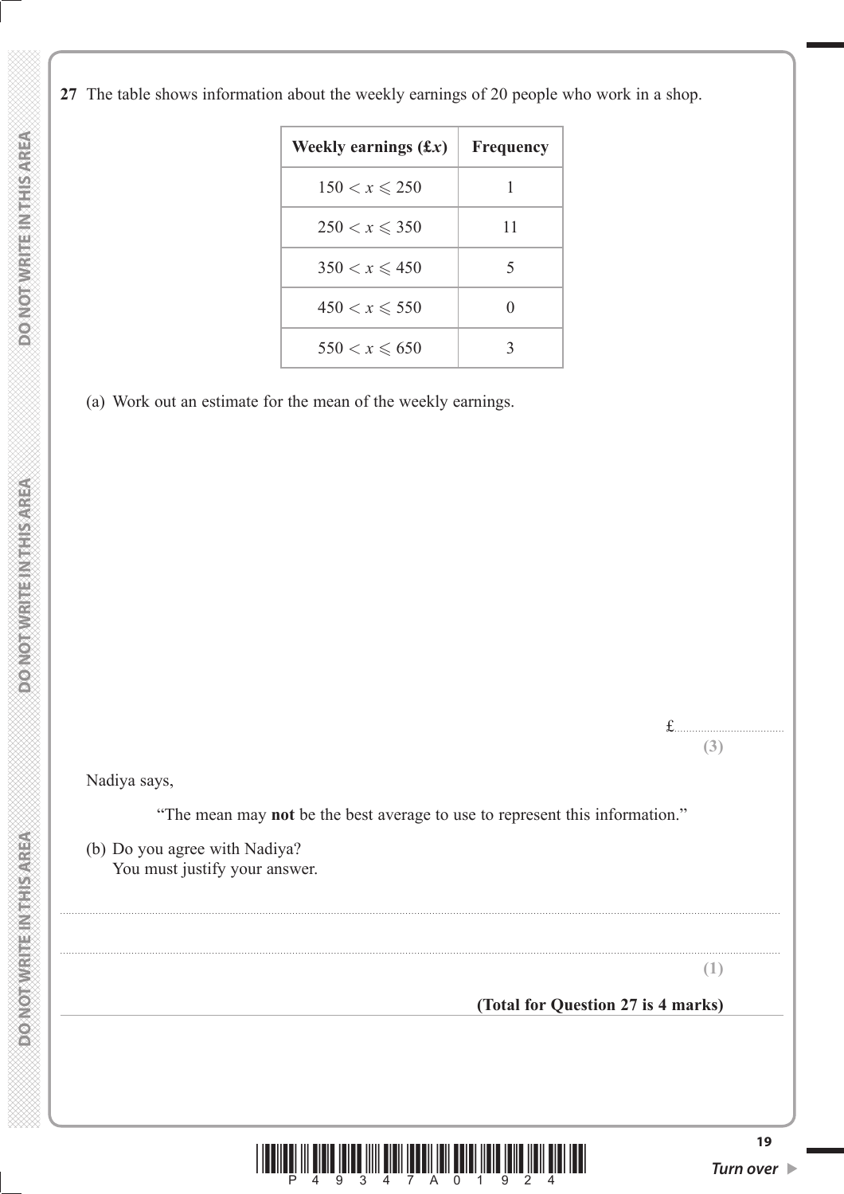**27** The table shows information about the weekly earnings of 20 people who work in a shop.

| **Weekly earnings (£$x$)** | **Frequency** |
|---|---|
| $150 < x \leqslant 250$ | 1 |
| $250 < x \leqslant 350$ | 11 |
| $350 < x \leqslant 450$ | 5 |
| $450 < x \leqslant 550$ | 0 |
| $550 < x \leqslant 650$ | 3 |

(a) Work out an estimate for the mean of the weekly earnings.

£.......................................

**(3)**

Nadiya says,

"The mean may **not** be the best average to use to represent this information."

(b) Do you agree with Nadiya?
You must justify your answer.

..........................................................................................................................................................................................................

..........................................................................................................................................................................................................

**(1)**

**(Total for Question 27 is 4 marks)**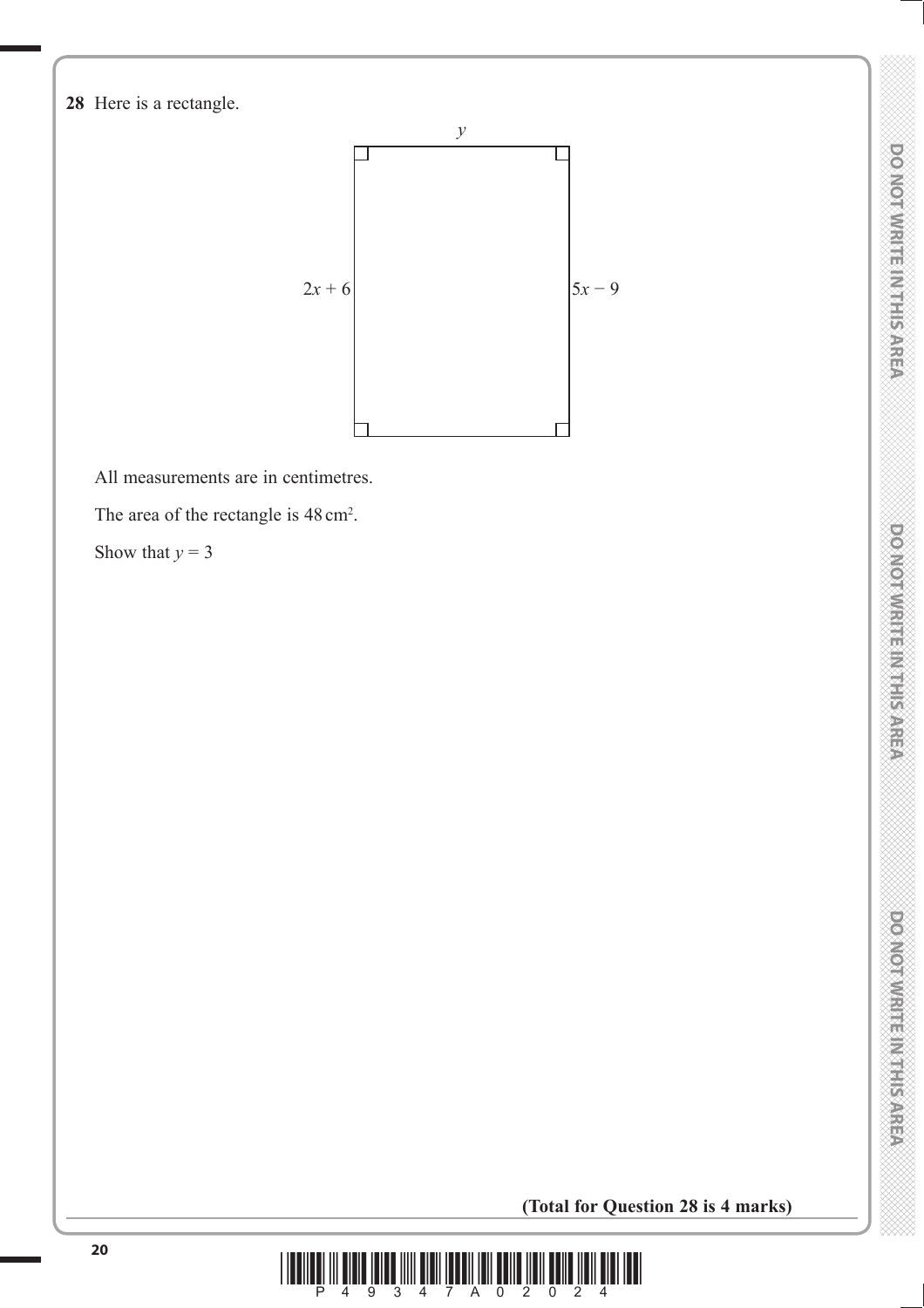**28** Here is a rectangle.

$y$

$2x + 6$

$5x - 9$

All measurements are in centimetres.

The area of the rectangle is $48\,\text{cm}^2$.

Show that $y = 3$

**(Total for Question 28 is 4 marks)**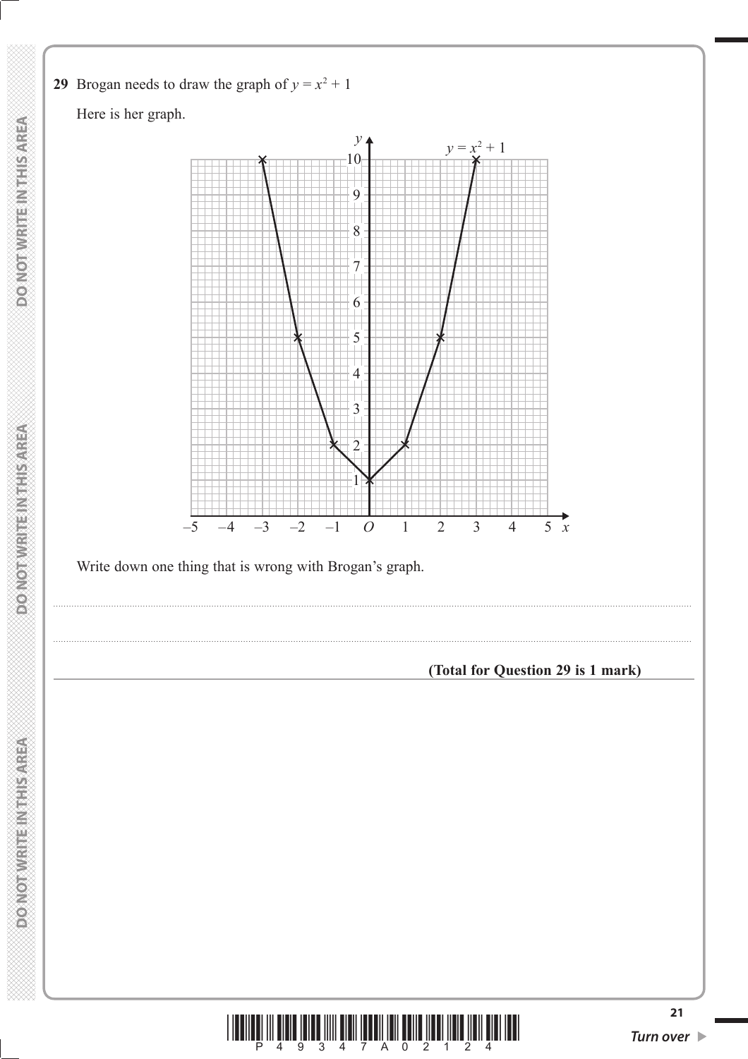**29** Brogan needs to draw the graph of $y = x^2 + 1$

Here is her graph.

Write down one thing that is wrong with Brogan's graph.

..........................................................................................................................................................................................................

..........................................................................................................................................................................................................

**(Total for Question 29 is 1 mark)**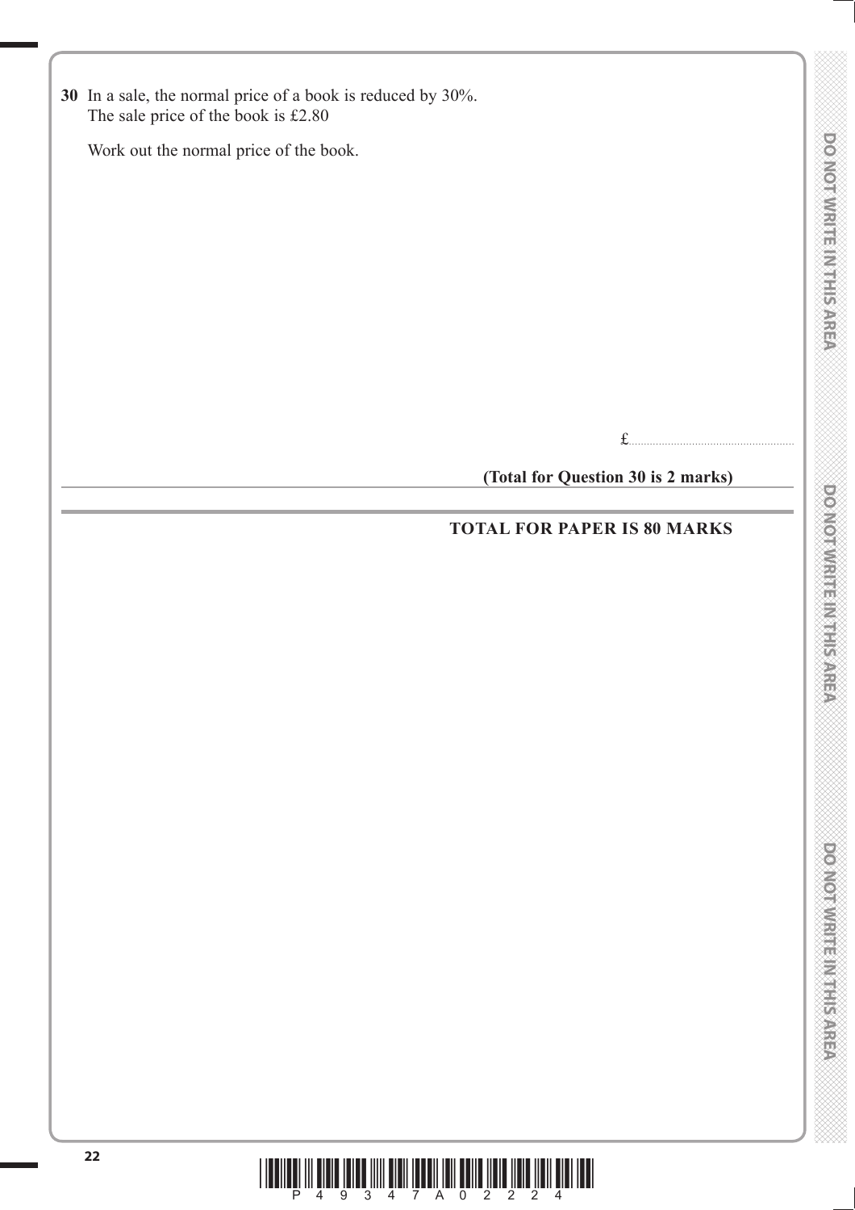**30** In a sale, the normal price of a book is reduced by 30%.
The sale price of the book is £2.80

Work out the normal price of the book.

£......................................................

**(Total for Question 30 is 2 marks)**

---

**TOTAL FOR PAPER IS 80 MARKS**